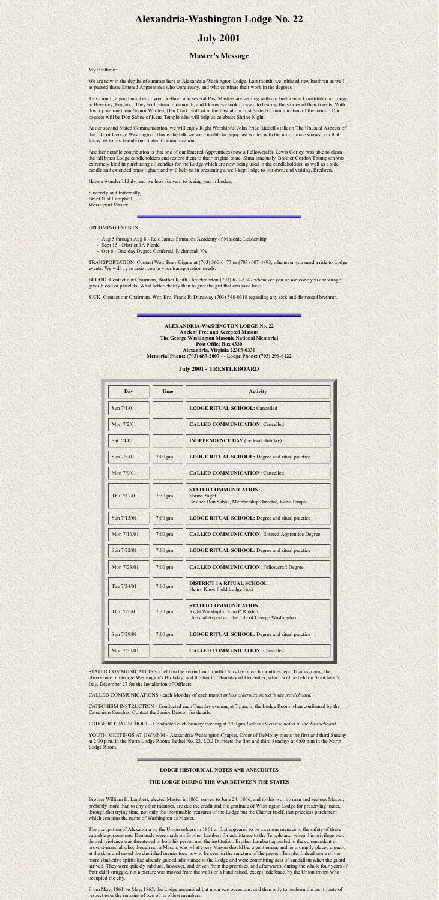# Alexandria-Washington Lodge No. 22

# July 2001

## Master's Message

My Brethren:

We are now in the depths of summer here at Alexandria-Washington Lodge. Last month, we initiated new brethren as well as passed those Entered Apprentices who were ready, and who continue their work in the degrees.

This month, a good number of your brethren and several Past Masters are visiting with our brethren at Constitutional Lodge in Beverley, England. They will return mid-month, and I know we look forward to hearing the stories of their travels. With this trip in mind, our Senior Warden, Dan Clark, will sit in the East at our first Stated Communication of the month. Our speaker will be Don Saboe of Kena Temple who will help us celebrate Shrine Night.

At our second Stated Communication, we will enjoy Right Worshipful John Price Riddell's talk on The Unusual Aspects of the Life of George Washington. This is the talk we were unable to enjoy last winter with the unfortunate snowstorm that forced us to reschedule our Stated Communication.

Another notable contribution is that one of our Entered Apprentices (now a Fellowcraft), Lewis Gorley, was able to clean the tall brass Lodge candleholders and restore them to their original state. Simultaneously, Brother Gordon Thompson was extremely kind in purchasing oil candles for the Lodge which are now being used in the candleholders, as well as a side candle and extended brass lighter, and will help us in presenting a well-kept lodge to our own, and visiting, Brethren.

Have a wonderful July, and we look forward to seeing you in Lodge.

Sincerely and fraternally,
Brent Nial Campbell
Worshipful Master

---

UPCOMING EVENTS:

- Aug 5 through Aug 8 - Reid James Simmons Academy of Masonic Leadership
- Sept 15 - District 1A Picnic
- Oct 6 - One-day Degree Conferral, Richmond, VA

TRANSPORTATION: Contact Wor. Terry Gigure at (703) 360-6177 or (703) 607-4893, whenever you need a ride to Lodge events. We will try to assist you in your transportation needs.

BLOOD: Contact our Chairman, Brother Keith Throckmorton (703) 670-3147 whenever you or someone you encourage gives blood or platelets. What better charity than to give the gift that can save lives.

SICK: Contact our Chairman, Wor. Bro. Frank R. Dunaway (703) 548-0318 regarding any sick and distressed brethren.

---

**ALEXANDRIA-WASHINGTON LODGE No. 22**
**Ancient Free and Accepted Masons**
**The George Washington Masonic National Memorial**
**Post Office Box 4330**
**Alexandria, Virginia 22303-0330**
**Memorial Phone: (703) 683-2007 - - Lodge Phone: (703) 299-6122**

### July 2001 - TRESTLEBOARD

| Day | Time | Activity |
|---|---|---|
| Sun 7/1/01 | | **LODGE RITUAL SCHOOL:** Cancelled |
| Mon 7/2/01 | | **CALLED COMMUNICATION:** Cancelled |
| Sat 7/4/01 | | **INDEPENDENCE DAY** (Federal Holiday) |
| Sun 7/8/01 | 7:00 pm | **LODGE RITUAL SCHOOL:** Degree and ritual practice |
| Mon 7/9/01 | | **CALLED COMMUNICATION:** Cancelled |
| Thu 7/12/01 | 7:30 pm | **STATED COMMUNICATION:** Shrine Night Brother Don Saboe, Membership Director, Kena Temple |
| Sun 7/15/01 | 7:00 pm | **LODGE RITUAL SCHOOL:** Degree and ritual practice |
| Mon 7/16/01 | 7:00 pm | **CALLED COMMUNICATION:** Entered Apprentice Degree |
| Sun 7/22/01 | 7:00 pm | **LODGE RITUAL SCHOOL:** Degree and ritual practice |
| Mon 7/23/01 | 7:00 pm | **CALLED COMMUNICATION:** Fellowcraft Degree |
| Tue 7/24/01 | 7:00 pm | **DISTRICT 1A RITUAL SCHOOL:** Henry Knox Field Lodge Host |
| Thu 7/26/01 | 7:30 pm | **STATED COMMUNICATION:** Right Worshipful John P. Riddell Unusual Aspects of the Life of George Washington |
| Sun 7/29/01 | 7:00 pm | **LODGE RITUAL SCHOOL:** Degree and ritual practice |
| Mon 7/30/01 | | **CALLED COMMUNICATION:** Cancelled |

STATED COMMUNICATIONS - held on the second and fourth Thursday of each month except: Thanksgiving; the observance of George Washington's Birthday; and the fourth, Thursday of December, which will be held on Saint John's Day, December 27 for the Installation of Officers.

CALLED COMMUNICATIONS - each Monday of each month *unless otherwise noted in the trestleboard.*

CATECHISM INSTRUCTION - Conducted each Tuesday evening at 7 p.m. in the Lodge Room when confirmed by the Catechism Coaches. Contact the Junior Deacon for details.

LODGE RITUAL SCHOOL - Conducted each Sunday evening at 7:00 pm *Unless otherwise noted in the Trestleboard.*

YOUTH MEETINGS AT GWMNM - Alexandria-Washington Chapter, Order of DeMolay meets the first and third Sunday at 2:00 p.m. in the North Lodge Room; Bethel No. 22. I.O.J.D. meets the first and third Sundays at 6:00 p.m in the North Lodge Room.

---

**LODGE HISTORICAL NOTES AND ANECDOTES**

**THE LODGE DURING THE WAR BETWEEN THE STATES**

Brother William H. Lambert, elected Master in 1860, served to June 24, 1866, and to this worthy man and zealous Mason, probably more than to any other member, are due the credit and the gratitude of Washington Lodge for preserving intact, through that trying time, not only the inestimable treasures of the Lodge but the Charter itself, that priceless parchment which contains the name of Washington as Master.

The occupation of Alexandria by the Union soldiers in 1861 at first appeared to be a serious menace to the safety of these valuable possessions. Demands were made on Brother Lambert for admittance to the Temple and, when this privilege was denied, violence was threatened to both his person and the institution. Brother Lambert appealed to the commandant or provost-marshal who, though not a Mason, was what every Mason should be, a gentleman, and he promptly placed a guard at the door and saved the cherished mementoes now to be seen in the sanctum of the present Temple. Indeed some of the more vindictive spirits had already gained admittance to the Lodge and were committing acts of vandalism when the guard arrived. They were quickly subdued, however, and driven from the premises, and afterwards, during the whole four years of fratricidal struggle, not a picture was moved from the walls or a hand raised, except indefence, by the Union troops who occupied the city.

From May, 1861, to May, 1865, the Lodge assembled but upon two occasions, and then only to perform the last tribute of respect over the remains of two of its oldest members.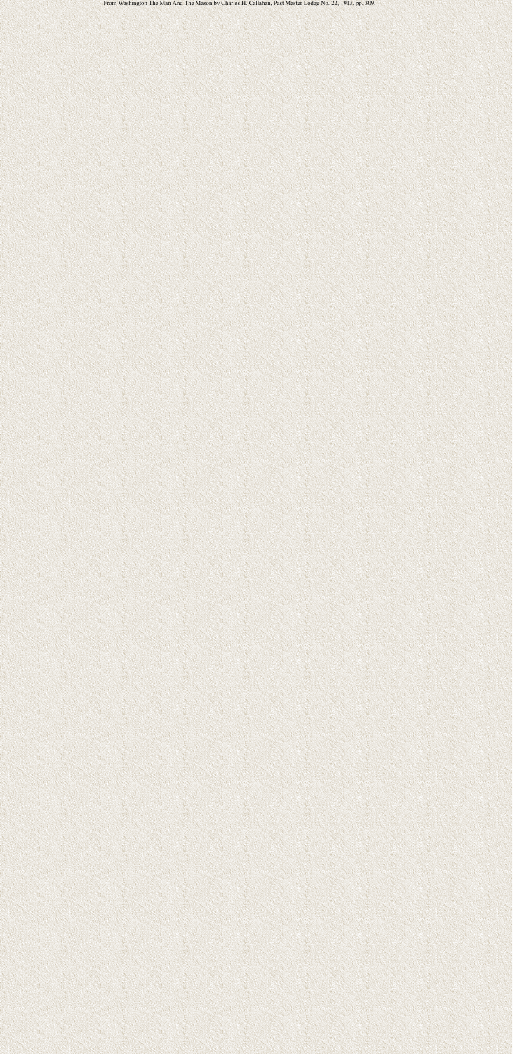From Washington The Man And The Mason by Charles H. Callahan, Past Master Lodge No. 22, 1913, pp. 309.